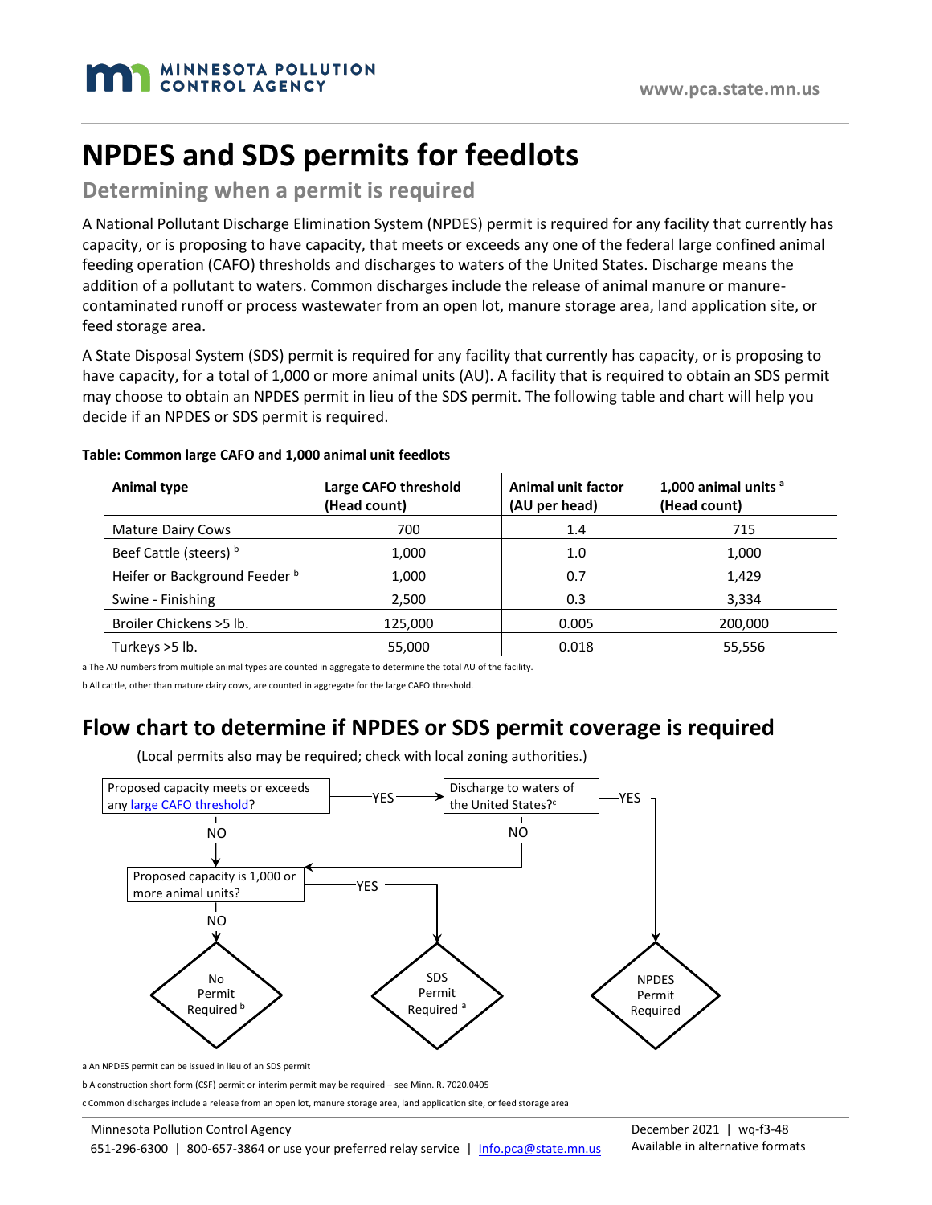MINNESOTA POLLUTION CONTROL AGENCY

www.pca.state.mn.us

# NPDES and SDS permits for feedlots

## Determining when a permit is required

A National Pollutant Discharge Elimination System (NPDES) permit is required for any facility that currently has capacity, or is proposing to have capacity, that meets or exceeds any one of the federal large confined animal feeding operation (CAFO) thresholds and discharges to waters of the United States. Discharge means the addition of a pollutant to waters. Common discharges include the release of animal manure or manure-contaminated runoff or process wastewater from an open lot, manure storage area, land application site, or feed storage area.

A State Disposal System (SDS) permit is required for any facility that currently has capacity, or is proposing to have capacity, for a total of 1,000 or more animal units (AU). A facility that is required to obtain an SDS permit may choose to obtain an NPDES permit in lieu of the SDS permit. The following table and chart will help you decide if an NPDES or SDS permit is required.

**Table: Common large CAFO and 1,000 animal unit feedlots**

| Animal type | Large CAFO threshold (Head count) | Animal unit factor (AU per head) | 1,000 animal units [a] (Head count) |
|---|---|---|---|
| Mature Dairy Cows | 700 | 1.4 | 715 |
| Beef Cattle (steers) [b] | 1,000 | 1.0 | 1,000 |
| Heifer or Background Feeder [b] | 1,000 | 0.7 | 1,429 |
| Swine - Finishing | 2,500 | 0.3 | 3,334 |
| Broiler Chickens >5 lb. | 125,000 | 0.005 | 200,000 |
| Turkeys >5 lb. | 55,000 | 0.018 | 55,556 |

a The AU numbers from multiple animal types are counted in aggregate to determine the total AU of the facility.

b All cattle, other than mature dairy cows, are counted in aggregate for the large CAFO threshold.

## Flow chart to determine if NPDES or SDS permit coverage is required

(Local permits also may be required; check with local zoning authorities.)

- Proposed capacity meets or exceeds any [large CAFO threshold](#)?
  - YES → Discharge to waters of the United States?[c]
    - YES → **NPDES Permit Required**
    - NO → Proposed capacity is 1,000 or more animal units?
  - NO → Proposed capacity is 1,000 or more animal units?
    - YES → **SDS Permit Required [a]**
    - NO → **No Permit Required [b]**

a An NPDES permit can be issued in lieu of an SDS permit

b A construction short form (CSF) permit or interim permit may be required – see Minn. R. 7020.0405

c Common discharges include a release from an open lot, manure storage area, land application site, or feed storage area

Minnesota Pollution Control Agency
651-296-6300 | 800-657-3864 or use your preferred relay service | Info.pca@state.mn.us

December 2021 | wq-f3-48
Available in alternative formats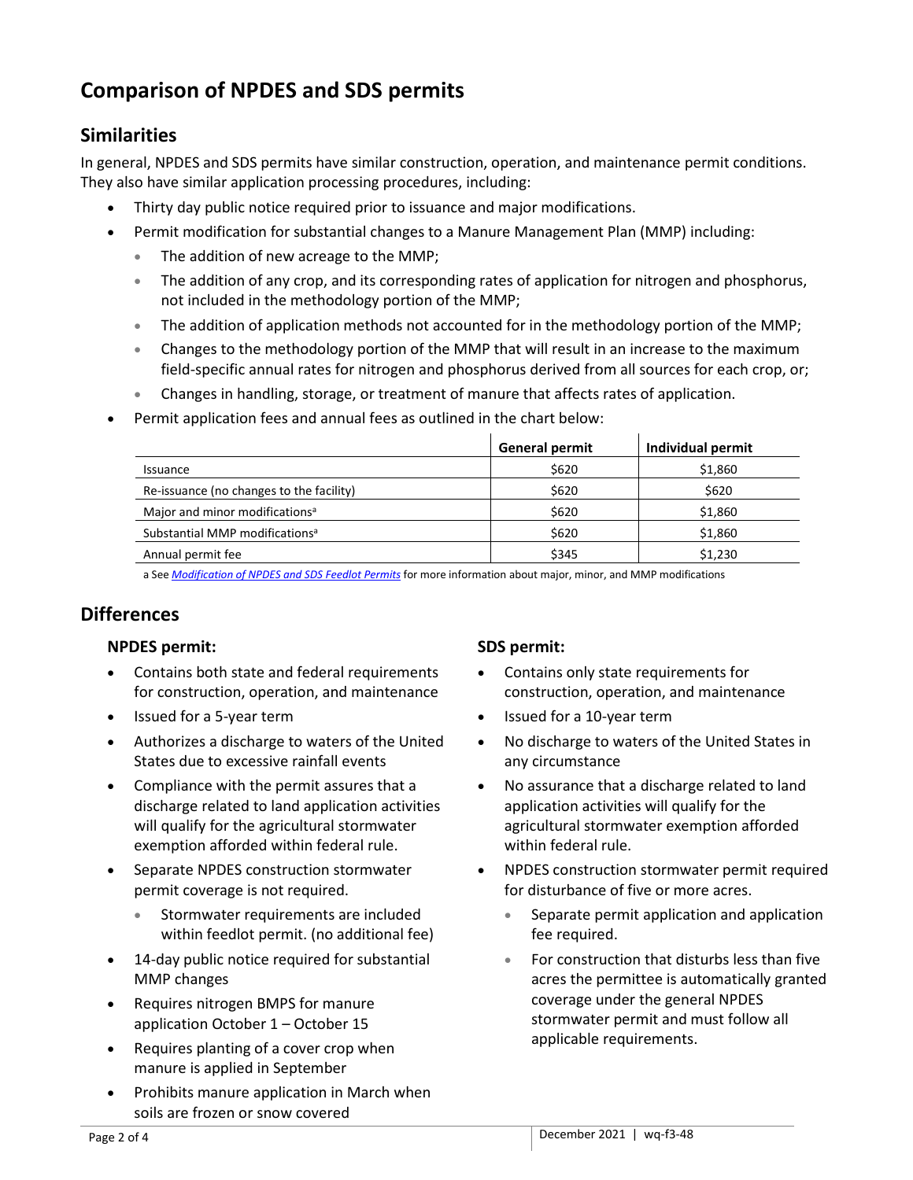# Comparison of NPDES and SDS permits

## Similarities

In general, NPDES and SDS permits have similar construction, operation, and maintenance permit conditions. They also have similar application processing procedures, including:

- Thirty day public notice required prior to issuance and major modifications.
- Permit modification for substantial changes to a Manure Management Plan (MMP) including:
  - The addition of new acreage to the MMP;
  - The addition of any crop, and its corresponding rates of application for nitrogen and phosphorus, not included in the methodology portion of the MMP;
  - The addition of application methods not accounted for in the methodology portion of the MMP;
  - Changes to the methodology portion of the MMP that will result in an increase to the maximum field-specific annual rates for nitrogen and phosphorus derived from all sources for each crop, or;
  - Changes in handling, storage, or treatment of manure that affects rates of application.
- Permit application fees and annual fees as outlined in the chart below:

| | General permit | Individual permit |
|---|---|---|
| Issuance | $620 | $1,860 |
| Re-issuance (no changes to the facility) | $620 | $620 |
| Major and minor modifications[a] | $620 | $1,860 |
| Substantial MMP modifications[a] | $620 | $1,860 |
| Annual permit fee | $345 | $1,230 |

a See *Modification of NPDES and SDS Feedlot Permits* for more information about major, minor, and MMP modifications

## Differences

### NPDES permit:

- Contains both state and federal requirements for construction, operation, and maintenance
- Issued for a 5-year term
- Authorizes a discharge to waters of the United States due to excessive rainfall events
- Compliance with the permit assures that a discharge related to land application activities will qualify for the agricultural stormwater exemption afforded within federal rule.
- Separate NPDES construction stormwater permit coverage is not required.
  - Stormwater requirements are included within feedlot permit. (no additional fee)
- 14-day public notice required for substantial MMP changes
- Requires nitrogen BMPS for manure application October 1 – October 15
- Requires planting of a cover crop when manure is applied in September
- Prohibits manure application in March when soils are frozen or snow covered

### SDS permit:

- Contains only state requirements for construction, operation, and maintenance
- Issued for a 10-year term
- No discharge to waters of the United States in any circumstance
- No assurance that a discharge related to land application activities will qualify for the agricultural stormwater exemption afforded within federal rule.
- NPDES construction stormwater permit required for disturbance of five or more acres.
  - Separate permit application and application fee required.
  - For construction that disturbs less than five acres the permittee is automatically granted coverage under the general NPDES stormwater permit and must follow all applicable requirements.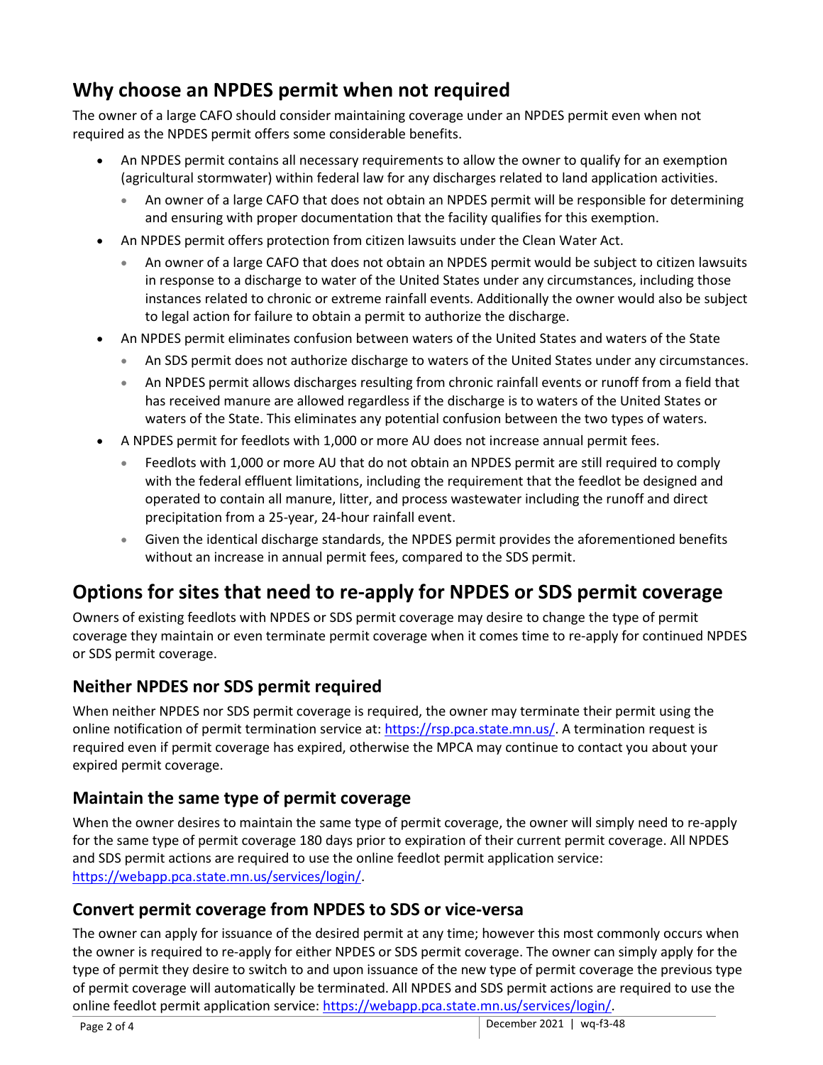## Why choose an NPDES permit when not required

The owner of a large CAFO should consider maintaining coverage under an NPDES permit even when not required as the NPDES permit offers some considerable benefits.

- An NPDES permit contains all necessary requirements to allow the owner to qualify for an exemption (agricultural stormwater) within federal law for any discharges related to land application activities.
  - An owner of a large CAFO that does not obtain an NPDES permit will be responsible for determining and ensuring with proper documentation that the facility qualifies for this exemption.
- An NPDES permit offers protection from citizen lawsuits under the Clean Water Act.
  - An owner of a large CAFO that does not obtain an NPDES permit would be subject to citizen lawsuits in response to a discharge to water of the United States under any circumstances, including those instances related to chronic or extreme rainfall events. Additionally the owner would also be subject to legal action for failure to obtain a permit to authorize the discharge.
- An NPDES permit eliminates confusion between waters of the United States and waters of the State
  - An SDS permit does not authorize discharge to waters of the United States under any circumstances.
  - An NPDES permit allows discharges resulting from chronic rainfall events or runoff from a field that has received manure are allowed regardless if the discharge is to waters of the United States or waters of the State. This eliminates any potential confusion between the two types of waters.
- A NPDES permit for feedlots with 1,000 or more AU does not increase annual permit fees.
  - Feedlots with 1,000 or more AU that do not obtain an NPDES permit are still required to comply with the federal effluent limitations, including the requirement that the feedlot be designed and operated to contain all manure, litter, and process wastewater including the runoff and direct precipitation from a 25-year, 24-hour rainfall event.
  - Given the identical discharge standards, the NPDES permit provides the aforementioned benefits without an increase in annual permit fees, compared to the SDS permit.

## Options for sites that need to re-apply for NPDES or SDS permit coverage

Owners of existing feedlots with NPDES or SDS permit coverage may desire to change the type of permit coverage they maintain or even terminate permit coverage when it comes time to re-apply for continued NPDES or SDS permit coverage.

### Neither NPDES nor SDS permit required

When neither NPDES nor SDS permit coverage is required, the owner may terminate their permit using the online notification of permit termination service at: https://rsp.pca.state.mn.us/. A termination request is required even if permit coverage has expired, otherwise the MPCA may continue to contact you about your expired permit coverage.

### Maintain the same type of permit coverage

When the owner desires to maintain the same type of permit coverage, the owner will simply need to re-apply for the same type of permit coverage 180 days prior to expiration of their current permit coverage. All NPDES and SDS permit actions are required to use the online feedlot permit application service: https://webapp.pca.state.mn.us/services/login/.

### Convert permit coverage from NPDES to SDS or vice-versa

The owner can apply for issuance of the desired permit at any time; however this most commonly occurs when the owner is required to re-apply for either NPDES or SDS permit coverage. The owner can simply apply for the type of permit they desire to switch to and upon issuance of the new type of permit coverage the previous type of permit coverage will automatically be terminated. All NPDES and SDS permit actions are required to use the online feedlot permit application service: https://webapp.pca.state.mn.us/services/login/.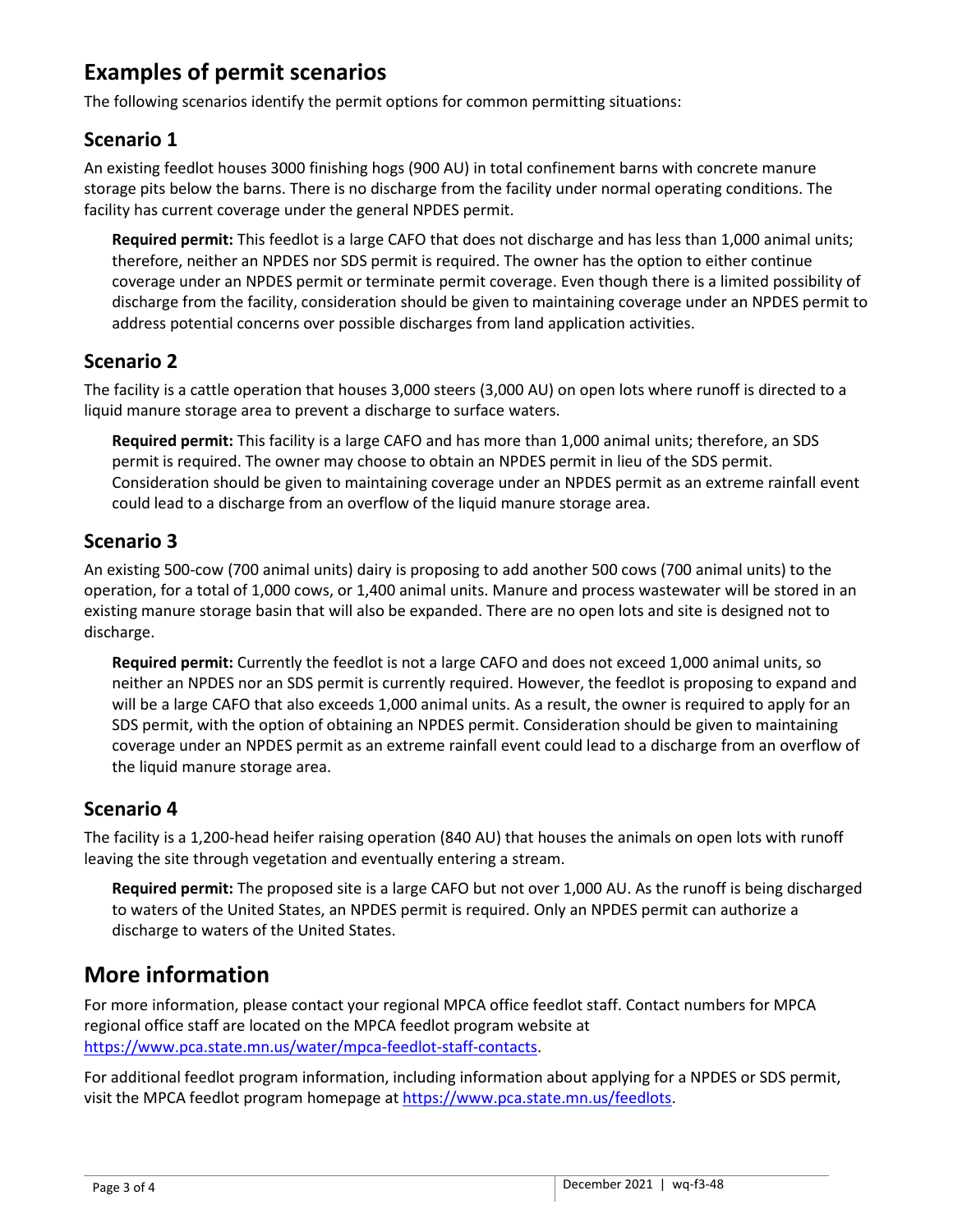# Examples of permit scenarios

The following scenarios identify the permit options for common permitting situations:

## Scenario 1

An existing feedlot houses 3000 finishing hogs (900 AU) in total confinement barns with concrete manure storage pits below the barns. There is no discharge from the facility under normal operating conditions. The facility has current coverage under the general NPDES permit.

> **Required permit:** This feedlot is a large CAFO that does not discharge and has less than 1,000 animal units; therefore, neither an NPDES nor SDS permit is required. The owner has the option to either continue coverage under an NPDES permit or terminate permit coverage. Even though there is a limited possibility of discharge from the facility, consideration should be given to maintaining coverage under an NPDES permit to address potential concerns over possible discharges from land application activities.

## Scenario 2

The facility is a cattle operation that houses 3,000 steers (3,000 AU) on open lots where runoff is directed to a liquid manure storage area to prevent a discharge to surface waters.

> **Required permit:** This facility is a large CAFO and has more than 1,000 animal units; therefore, an SDS permit is required. The owner may choose to obtain an NPDES permit in lieu of the SDS permit. Consideration should be given to maintaining coverage under an NPDES permit as an extreme rainfall event could lead to a discharge from an overflow of the liquid manure storage area.

## Scenario 3

An existing 500-cow (700 animal units) dairy is proposing to add another 500 cows (700 animal units) to the operation, for a total of 1,000 cows, or 1,400 animal units. Manure and process wastewater will be stored in an existing manure storage basin that will also be expanded. There are no open lots and site is designed not to discharge.

> **Required permit:** Currently the feedlot is not a large CAFO and does not exceed 1,000 animal units, so neither an NPDES nor an SDS permit is currently required. However, the feedlot is proposing to expand and will be a large CAFO that also exceeds 1,000 animal units. As a result, the owner is required to apply for an SDS permit, with the option of obtaining an NPDES permit. Consideration should be given to maintaining coverage under an NPDES permit as an extreme rainfall event could lead to a discharge from an overflow of the liquid manure storage area.

## Scenario 4

The facility is a 1,200-head heifer raising operation (840 AU) that houses the animals on open lots with runoff leaving the site through vegetation and eventually entering a stream.

> **Required permit:** The proposed site is a large CAFO but not over 1,000 AU. As the runoff is being discharged to waters of the United States, an NPDES permit is required. Only an NPDES permit can authorize a discharge to waters of the United States.

# More information

For more information, please contact your regional MPCA office feedlot staff. Contact numbers for MPCA regional office staff are located on the MPCA feedlot program website at https://www.pca.state.mn.us/water/mpca-feedlot-staff-contacts.

For additional feedlot program information, including information about applying for a NPDES or SDS permit, visit the MPCA feedlot program homepage at https://www.pca.state.mn.us/feedlots.